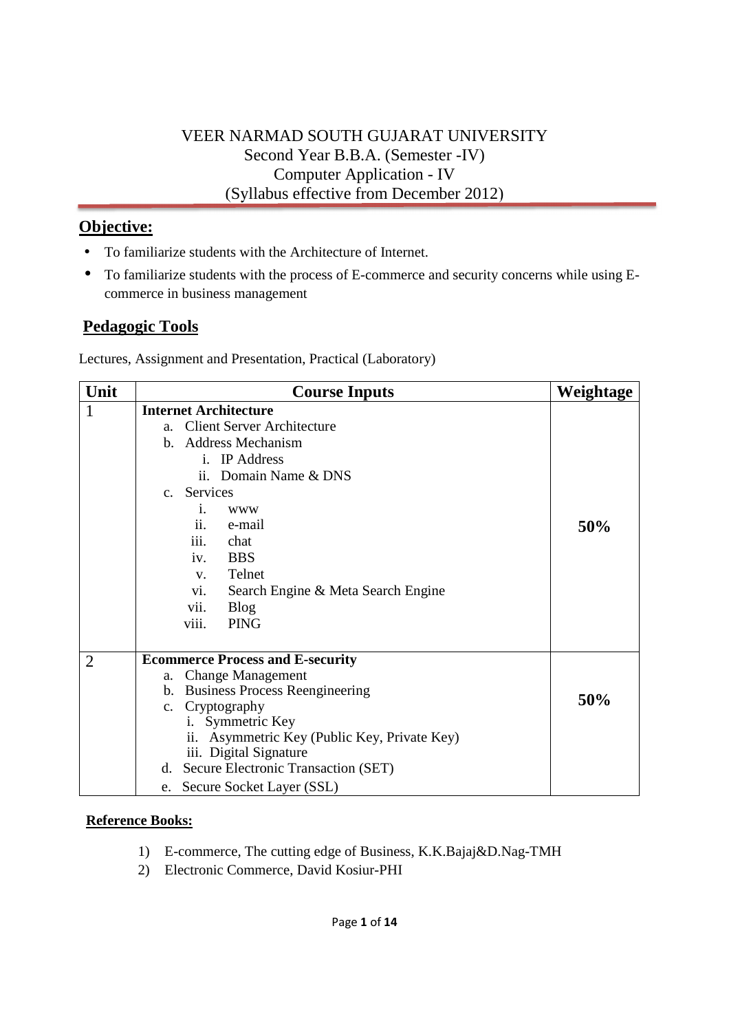VEER NARMAD SOUTH GUJARAT UNIVERSITY
Second Year B.B.A. (Semester -IV)
Computer Application - IV
(Syllabus effective from December 2012)

## Objective:

- To familiarize students with the Architecture of Internet.
- To familiarize students with the process of E-commerce and security concerns while using E-commerce in business management

## Pedagogic Tools

Lectures, Assignment and Presentation, Practical (Laboratory)

| Unit | Course Inputs | Weightage |
|---|---|---|
| 1 | **Internet Architecture**<br>a. Client Server Architecture<br>b. Address Mechanism<br>i. IP Address<br>ii. Domain Name & DNS<br>c. Services<br>i. www<br>ii. e-mail<br>iii. chat<br>iv. BBS<br>v. Telnet<br>vi. Search Engine & Meta Search Engine<br>vii. Blog<br>viii. PING | **50%** |
| 2 | **Ecommerce Process and E-security**<br>a. Change Management<br>b. Business Process Reengineering<br>c. Cryptography<br>i. Symmetric Key<br>ii. Asymmetric Key (Public Key, Private Key)<br>iii. Digital Signature<br>d. Secure Electronic Transaction (SET)<br>e. Secure Socket Layer (SSL) | **50%** |

**Reference Books:**

1) E-commerce, The cutting edge of Business, K.K.Bajaj&D.Nag-TMH
2) Electronic Commerce, David Kosiur-PHI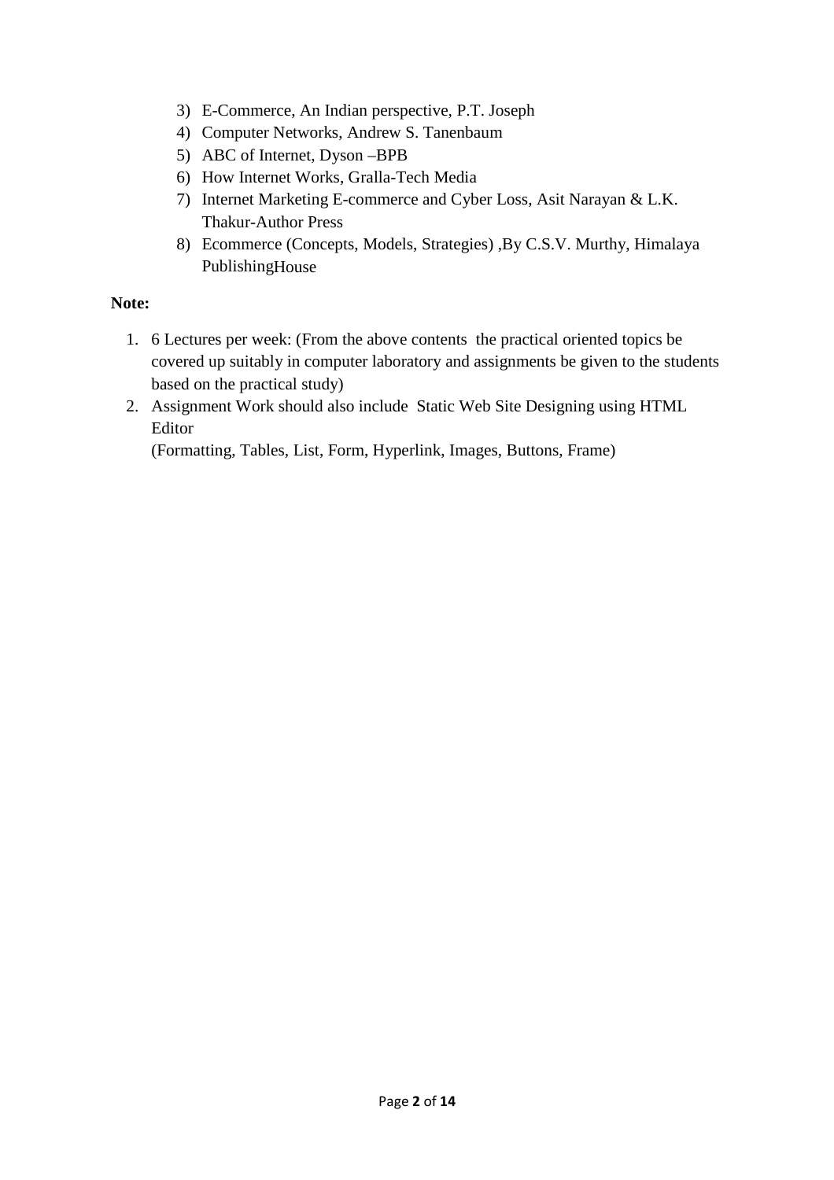3) E-Commerce, An Indian perspective, P.T. Joseph
4) Computer Networks, Andrew S. Tanenbaum
5) ABC of Internet, Dyson –BPB
6) How Internet Works, Gralla-Tech Media
7) Internet Marketing E-commerce and Cyber Loss, Asit Narayan & L.K. Thakur-Author Press
8) Ecommerce (Concepts, Models, Strategies) ,By C.S.V. Murthy, Himalaya PublishingHouse

**Note:**

1. 6 Lectures per week: (From the above contents the practical oriented topics be covered up suitably in computer laboratory and assignments be given to the students based on the practical study)
2. Assignment Work should also include Static Web Site Designing using HTML Editor
   (Formatting, Tables, List, Form, Hyperlink, Images, Buttons, Frame)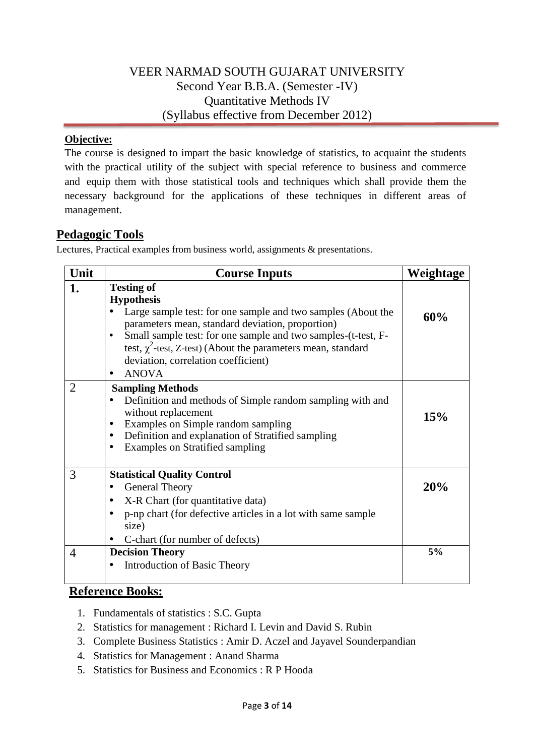# VEER NARMAD SOUTH GUJARAT UNIVERSITY
## Second Year B.B.A. (Semester -IV)
## Quantitative Methods IV
## (Syllabus effective from December 2012)

**Objective:**

The course is designed to impart the basic knowledge of statistics, to acquaint the students with the practical utility of the subject with special reference to business and commerce and equip them with those statistical tools and techniques which shall provide them the necessary background for the applications of these techniques in different areas of management.

## Pedagogic Tools

Lectures, Practical examples from business world, assignments & presentations.

| Unit | Course Inputs | Weightage |
|---|---|---|
| 1. | **Testing of Hypothesis**<br>• Large sample test: for one sample and two samples (About the parameters mean, standard deviation, proportion)<br>• Small sample test: for one sample and two samples-(t-test, F-test, $\chi^2$-test, Z-test) (About the parameters mean, standard deviation, correlation coefficient)<br>• ANOVA | **60%** |
| 2 | **Sampling Methods**<br>• Definition and methods of Simple random sampling with and without replacement<br>• Examples on Simple random sampling<br>• Definition and explanation of Stratified sampling<br>• Examples on Stratified sampling | **15%** |
| 3 | **Statistical Quality Control**<br>• General Theory<br>• X-R Chart (for quantitative data)<br>• p-np chart (for defective articles in a lot with same sample size)<br>• C-chart (for number of defects) | **20%** |
| 4 | **Decision Theory**<br>• Introduction of Basic Theory | **5%** |

## Reference Books:

1. Fundamentals of statistics : S.C. Gupta
2. Statistics for management : Richard I. Levin and David S. Rubin
3. Complete Business Statistics : Amir D. Aczel and Jayavel Sounderpandian
4. Statistics for Management : Anand Sharma
5. Statistics for Business and Economics : R P Hooda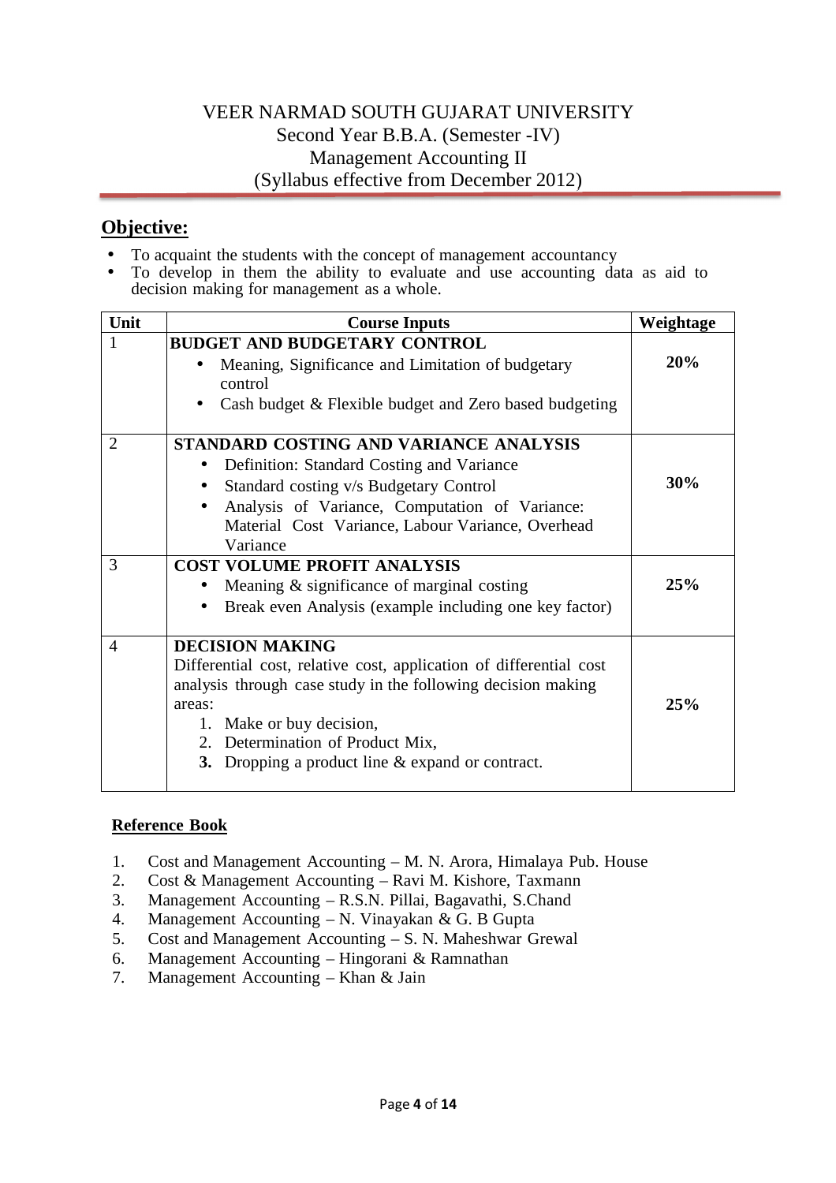# VEER NARMAD SOUTH GUJARAT UNIVERSITY
## Second Year B.B.A. (Semester -IV)
## Management Accounting II
## (Syllabus effective from December 2012)

## Objective:

- To acquaint the students with the concept of management accountancy
- To develop in them the ability to evaluate and use accounting data as aid to decision making for management as a whole.

| Unit | Course Inputs | Weightage |
|---|---|---|
| 1 | **BUDGET AND BUDGETARY CONTROL**<br>• Meaning, Significance and Limitation of budgetary control<br>• Cash budget & Flexible budget and Zero based budgeting | **20%** |
| 2 | **STANDARD COSTING AND VARIANCE ANALYSIS**<br>• Definition: Standard Costing and Variance<br>• Standard costing v/s Budgetary Control<br>• Analysis of Variance, Computation of Variance: Material Cost Variance, Labour Variance, Overhead Variance | **30%** |
| 3 | **COST VOLUME PROFIT ANALYSIS**<br>• Meaning & significance of marginal costing<br>• Break even Analysis (example including one key factor) | **25%** |
| 4 | **DECISION MAKING**<br>Differential cost, relative cost, application of differential cost analysis through case study in the following decision making areas:<br>1. Make or buy decision,<br>2. Determination of Product Mix,<br>**3.** Dropping a product line & expand or contract. | **25%** |

**Reference Book**

1. Cost and Management Accounting – M. N. Arora, Himalaya Pub. House
2. Cost & Management Accounting – Ravi M. Kishore, Taxmann
3. Management Accounting – R.S.N. Pillai, Bagavathi, S.Chand
4. Management Accounting – N. Vinayakan & G. B Gupta
5. Cost and Management Accounting – S. N. Maheshwar Grewal
6. Management Accounting – Hingorani & Ramnathan
7. Management Accounting – Khan & Jain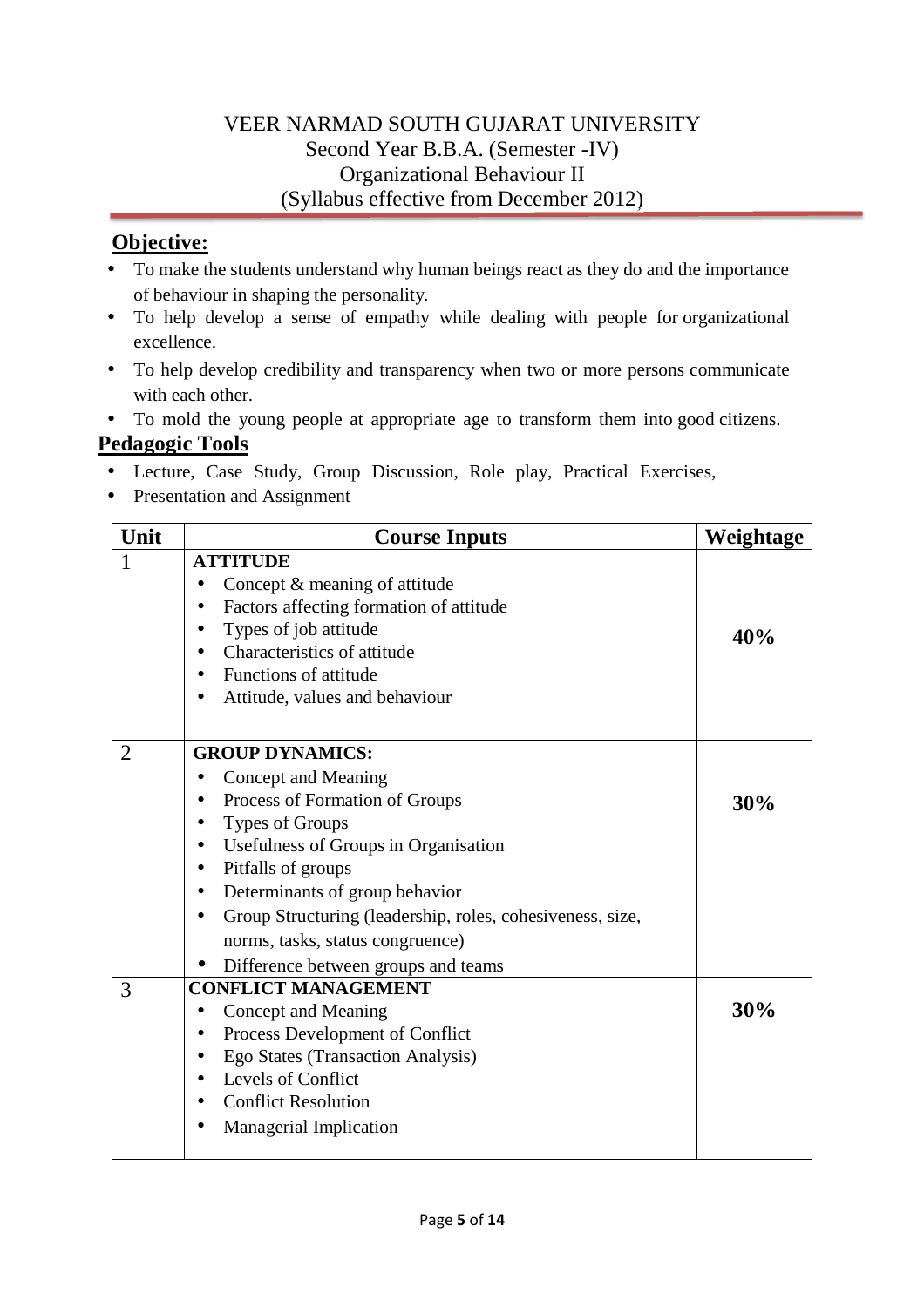# VEER NARMAD SOUTH GUJARAT UNIVERSITY

Second Year B.B.A. (Semester -IV)

Organizational Behaviour II

(Syllabus effective from December 2012)

## Objective:

- To make the students understand why human beings react as they do and the importance of behaviour in shaping the personality.
- To help develop a sense of empathy while dealing with people for organizational excellence.
- To help develop credibility and transparency when two or more persons communicate with each other.
- To mold the young people at appropriate age to transform them into good citizens.

## Pedagogic Tools

- Lecture, Case Study, Group Discussion, Role play, Practical Exercises,
- Presentation and Assignment

| Unit | Course Inputs | Weightage |
|---|---|---|
| 1 | **ATTITUDE**<br>• Concept & meaning of attitude<br>• Factors affecting formation of attitude<br>• Types of job attitude<br>• Characteristics of attitude<br>• Functions of attitude<br>• Attitude, values and behaviour | **40%** |
| 2 | **GROUP DYNAMICS:**<br>• Concept and Meaning<br>• Process of Formation of Groups<br>• Types of Groups<br>• Usefulness of Groups in Organisation<br>• Pitfalls of groups<br>• Determinants of group behavior<br>• Group Structuring (leadership, roles, cohesiveness, size, norms, tasks, status congruence)<br>• Difference between groups and teams | **30%** |
| 3 | **CONFLICT MANAGEMENT**<br>• Concept and Meaning<br>• Process Development of Conflict<br>• Ego States (Transaction Analysis)<br>• Levels of Conflict<br>• Conflict Resolution<br>• Managerial Implication | **30%** |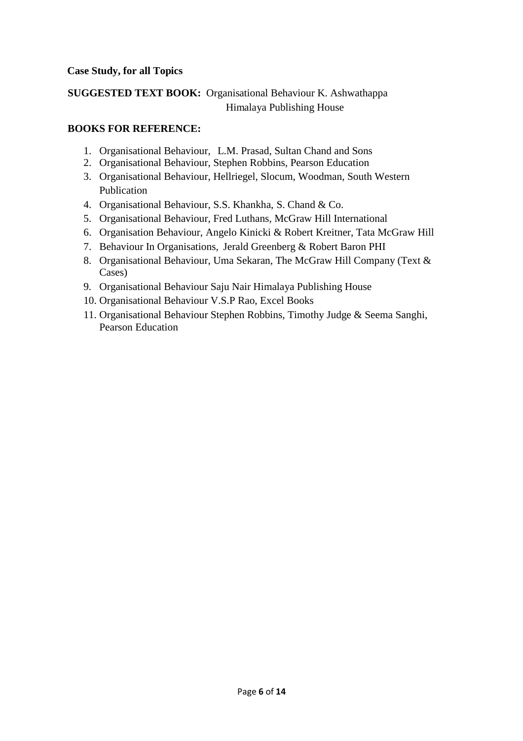**Case Study, for all Topics**

**SUGGESTED TEXT BOOK:** Organisational Behaviour K. Ashwathappa
Himalaya Publishing House

**BOOKS FOR REFERENCE:**

1. Organisational Behaviour, L.M. Prasad, Sultan Chand and Sons
2. Organisational Behaviour, Stephen Robbins, Pearson Education
3. Organisational Behaviour, Hellriegel, Slocum, Woodman, South Western Publication
4. Organisational Behaviour, S.S. Khankha, S. Chand & Co.
5. Organisational Behaviour, Fred Luthans, McGraw Hill International
6. Organisation Behaviour, Angelo Kinicki & Robert Kreitner, Tata McGraw Hill
7. Behaviour In Organisations, Jerald Greenberg & Robert Baron PHI
8. Organisational Behaviour, Uma Sekaran, The McGraw Hill Company (Text & Cases)
9. Organisational Behaviour Saju Nair Himalaya Publishing House
10. Organisational Behaviour V.S.P Rao, Excel Books
11. Organisational Behaviour Stephen Robbins, Timothy Judge & Seema Sanghi, Pearson Education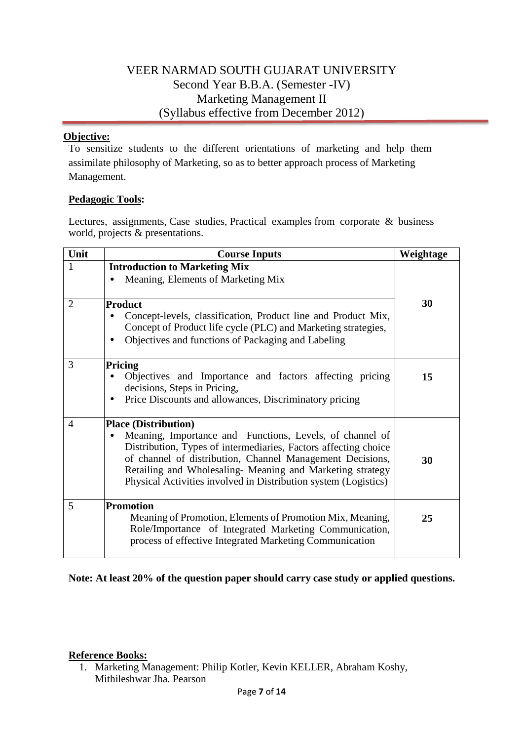# VEER NARMAD SOUTH GUJARAT UNIVERSITY
## Second Year B.B.A. (Semester -IV)
## Marketing Management II
## (Syllabus effective from December 2012)

**Objective:**

To sensitize students to the different orientations of marketing and help them assimilate philosophy of Marketing, so as to better approach process of Marketing Management.

**Pedagogic Tools:**

Lectures, assignments, Case studies, Practical examples from corporate & business world, projects & presentations.

| Unit | Course Inputs | Weightage |
|---|---|---|
| 1 | **Introduction to Marketing Mix**<br>• Meaning, Elements of Marketing Mix | 30 |
| 2 | **Product**<br>• Concept-levels, classification, Product line and Product Mix, Concept of Product life cycle (PLC) and Marketing strategies,<br>• Objectives and functions of Packaging and Labeling | |
| 3 | **Pricing**<br>• Objectives and Importance and factors affecting pricing decisions, Steps in Pricing,<br>• Price Discounts and allowances, Discriminatory pricing | 15 |
| 4 | **Place (Distribution)**<br>• Meaning, Importance and Functions, Levels, of channel of Distribution, Types of intermediaries, Factors affecting choice of channel of distribution, Channel Management Decisions, Retailing and Wholesaling- Meaning and Marketing strategy Physical Activities involved in Distribution system (Logistics) | 30 |
| 5 | **Promotion**<br>Meaning of Promotion, Elements of Promotion Mix, Meaning, Role/Importance of Integrated Marketing Communication, process of effective Integrated Marketing Communication | 25 |

**Note: At least 20% of the question paper should carry case study or applied questions.**

**Reference Books:**

1. Marketing Management: Philip Kotler, Kevin KELLER, Abraham Koshy, Mithileshwar Jha. Pearson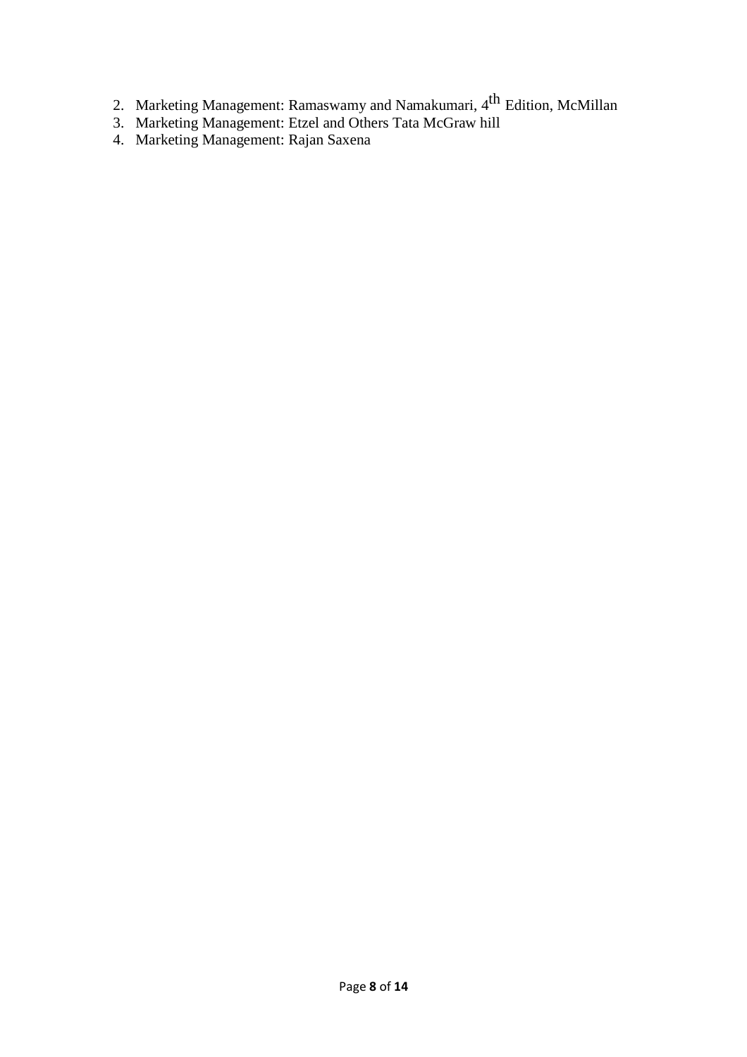2. Marketing Management: Ramaswamy and Namakumari, 4th Edition, McMillan
3. Marketing Management: Etzel and Others Tata McGraw hill
4. Marketing Management: Rajan Saxena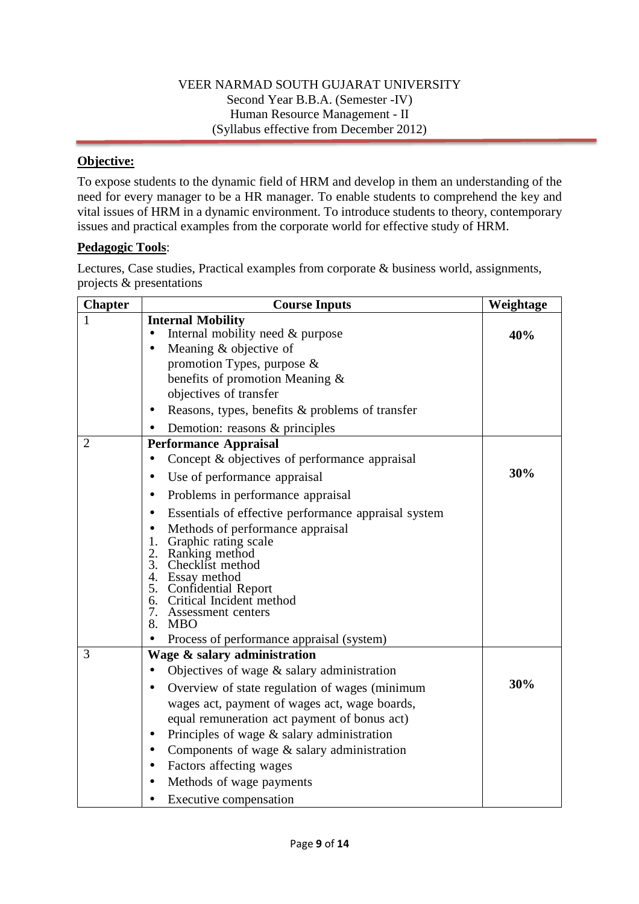VEER NARMAD SOUTH GUJARAT UNIVERSITY
Second Year B.B.A. (Semester -IV)
Human Resource Management - II
(Syllabus effective from December 2012)

**Objective:**

To expose students to the dynamic field of HRM and develop in them an understanding of the need for every manager to be a HR manager. To enable students to comprehend the key and vital issues of HRM in a dynamic environment. To introduce students to theory, contemporary issues and practical examples from the corporate world for effective study of HRM.

**Pedagogic Tools**:

Lectures, Case studies, Practical examples from corporate & business world, assignments, projects & presentations

| Chapter | Course Inputs | Weightage |
|---|---|---|
| 1 | **Internal Mobility**<br>• Internal mobility need & purpose<br>• Meaning & objective of promotion Types, purpose & benefits of promotion Meaning & objectives of transfer<br>• Reasons, types, benefits & problems of transfer<br>• Demotion: reasons & principles | **40%** |
| 2 | **Performance Appraisal**<br>• Concept & objectives of performance appraisal<br>• Use of performance appraisal<br>• Problems in performance appraisal<br>• Essentials of effective performance appraisal system<br>• Methods of performance appraisal<br>1. Graphic rating scale<br>2. Ranking method<br>3. Checklist method<br>4. Essay method<br>5. Confidential Report<br>6. Critical Incident method<br>7. Assessment centers<br>8. MBO<br>• Process of performance appraisal (system) | **30%** |
| 3 | **Wage & salary administration**<br>• Objectives of wage & salary administration<br>• Overview of state regulation of wages (minimum wages act, payment of wages act, wage boards, equal remuneration act payment of bonus act)<br>• Principles of wage & salary administration<br>• Components of wage & salary administration<br>• Factors affecting wages<br>• Methods of wage payments<br>• Executive compensation | **30%** |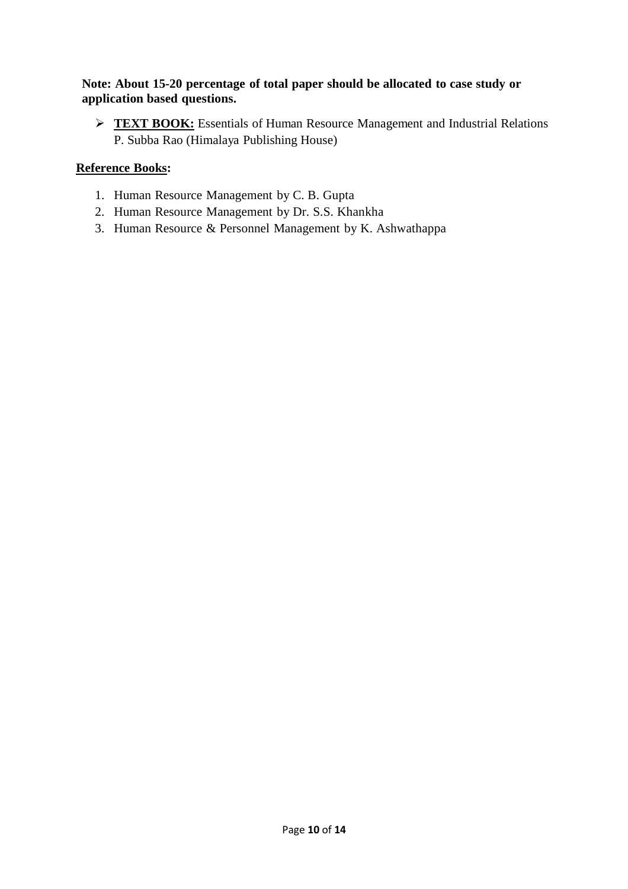**Note: About 15-20 percentage of total paper should be allocated to case study or application based questions.**

- **TEXT BOOK:** Essentials of Human Resource Management and Industrial Relations P. Subba Rao (Himalaya Publishing House)

**Reference Books:**

1. Human Resource Management by C. B. Gupta
2. Human Resource Management by Dr. S.S. Khankha
3. Human Resource & Personnel Management by K. Ashwathappa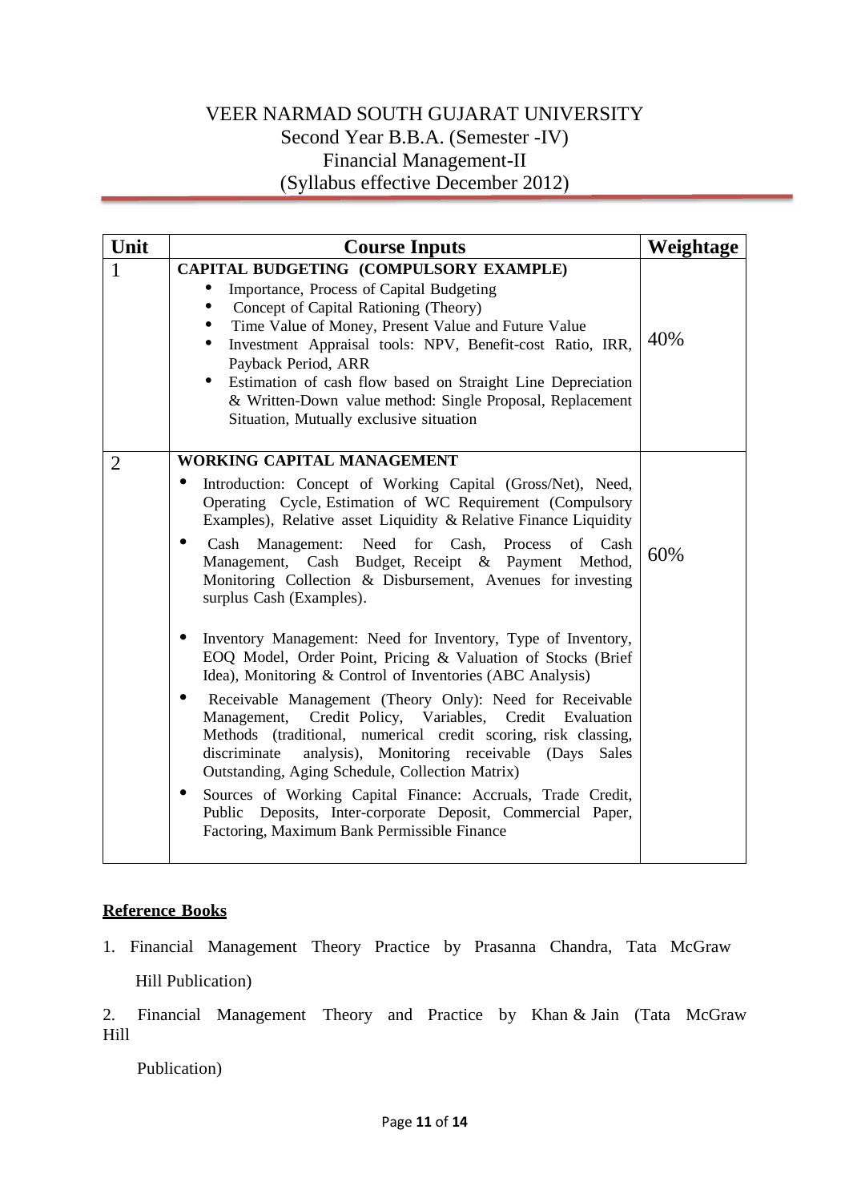# VEER NARMAD SOUTH GUJARAT UNIVERSITY

## Second Year B.B.A. (Semester -IV)

## Financial Management-II

## (Syllabus effective December 2012)

| Unit | Course Inputs | Weightage |
|---|---|---|
| 1 | **CAPITAL BUDGETING (COMPULSORY EXAMPLE)**<br>• Importance, Process of Capital Budgeting<br>• Concept of Capital Rationing (Theory)<br>• Time Value of Money, Present Value and Future Value<br>• Investment Appraisal tools: NPV, Benefit-cost Ratio, IRR, Payback Period, ARR<br>• Estimation of cash flow based on Straight Line Depreciation & Written-Down value method: Single Proposal, Replacement Situation, Mutually exclusive situation | 40% |
| 2 | **WORKING CAPITAL MANAGEMENT**<br>• Introduction: Concept of Working Capital (Gross/Net), Need, Operating Cycle, Estimation of WC Requirement (Compulsory Examples), Relative asset Liquidity & Relative Finance Liquidity<br>• Cash Management: Need for Cash, Process of Cash Management, Cash Budget, Receipt & Payment Method, Monitoring Collection & Disbursement, Avenues for investing surplus Cash (Examples).<br>• Inventory Management: Need for Inventory, Type of Inventory, EOQ Model, Order Point, Pricing & Valuation of Stocks (Brief Idea), Monitoring & Control of Inventories (ABC Analysis)<br>• Receivable Management (Theory Only): Need for Receivable Management, Credit Policy, Variables, Credit Evaluation Methods (traditional, numerical credit scoring, risk classing, discriminate analysis), Monitoring receivable (Days Sales Outstanding, Aging Schedule, Collection Matrix)<br>• Sources of Working Capital Finance: Accruals, Trade Credit, Public Deposits, Inter-corporate Deposit, Commercial Paper, Factoring, Maximum Bank Permissible Finance | 60% |

**Reference Books**

1. Financial Management Theory Practice by Prasanna Chandra, Tata McGraw Hill Publication)
2. Financial Management Theory and Practice by Khan & Jain (Tata McGraw Hill Publication)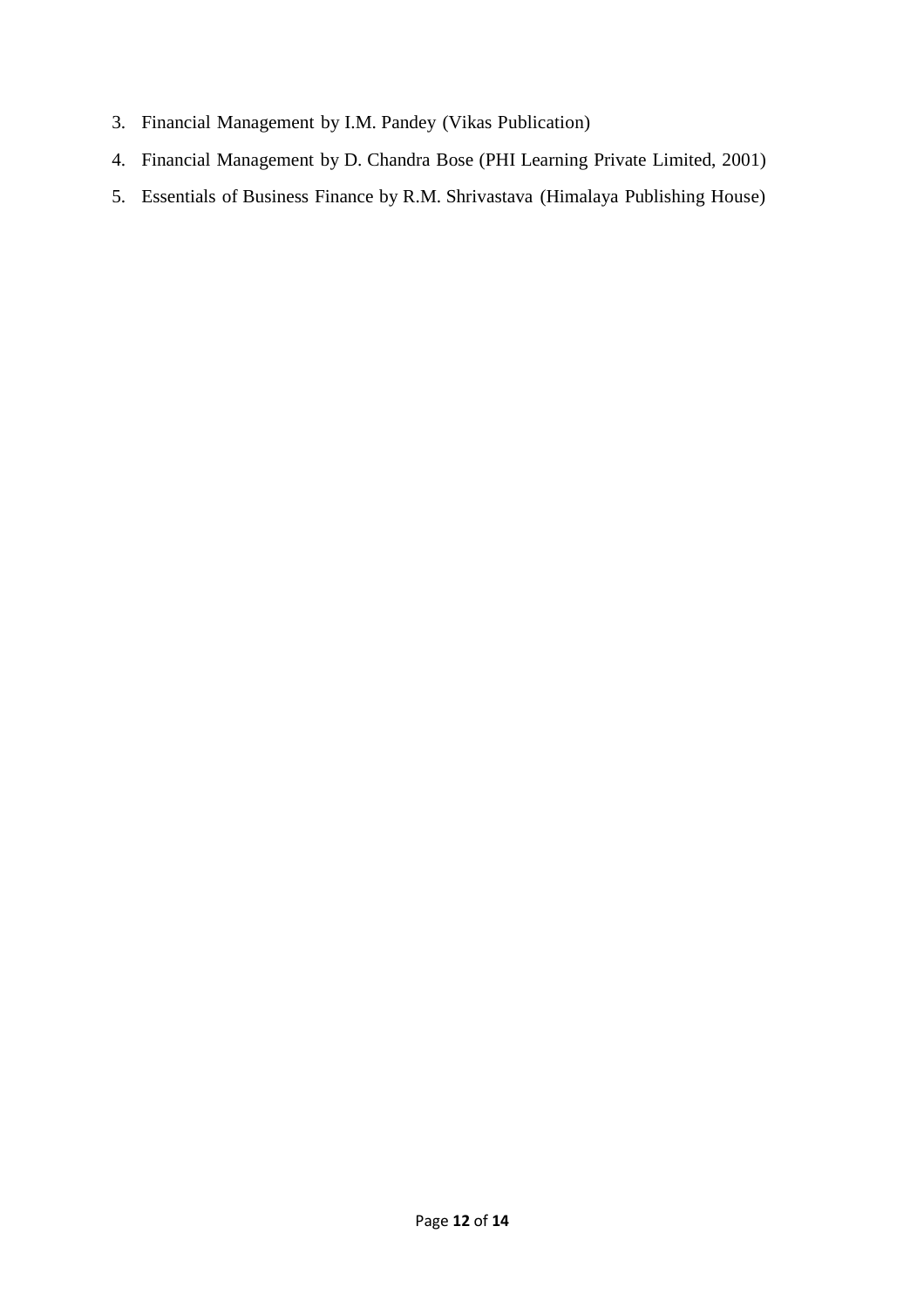3. Financial Management by I.M. Pandey (Vikas Publication)
4. Financial Management by D. Chandra Bose (PHI Learning Private Limited, 2001)
5. Essentials of Business Finance by R.M. Shrivastava (Himalaya Publishing House)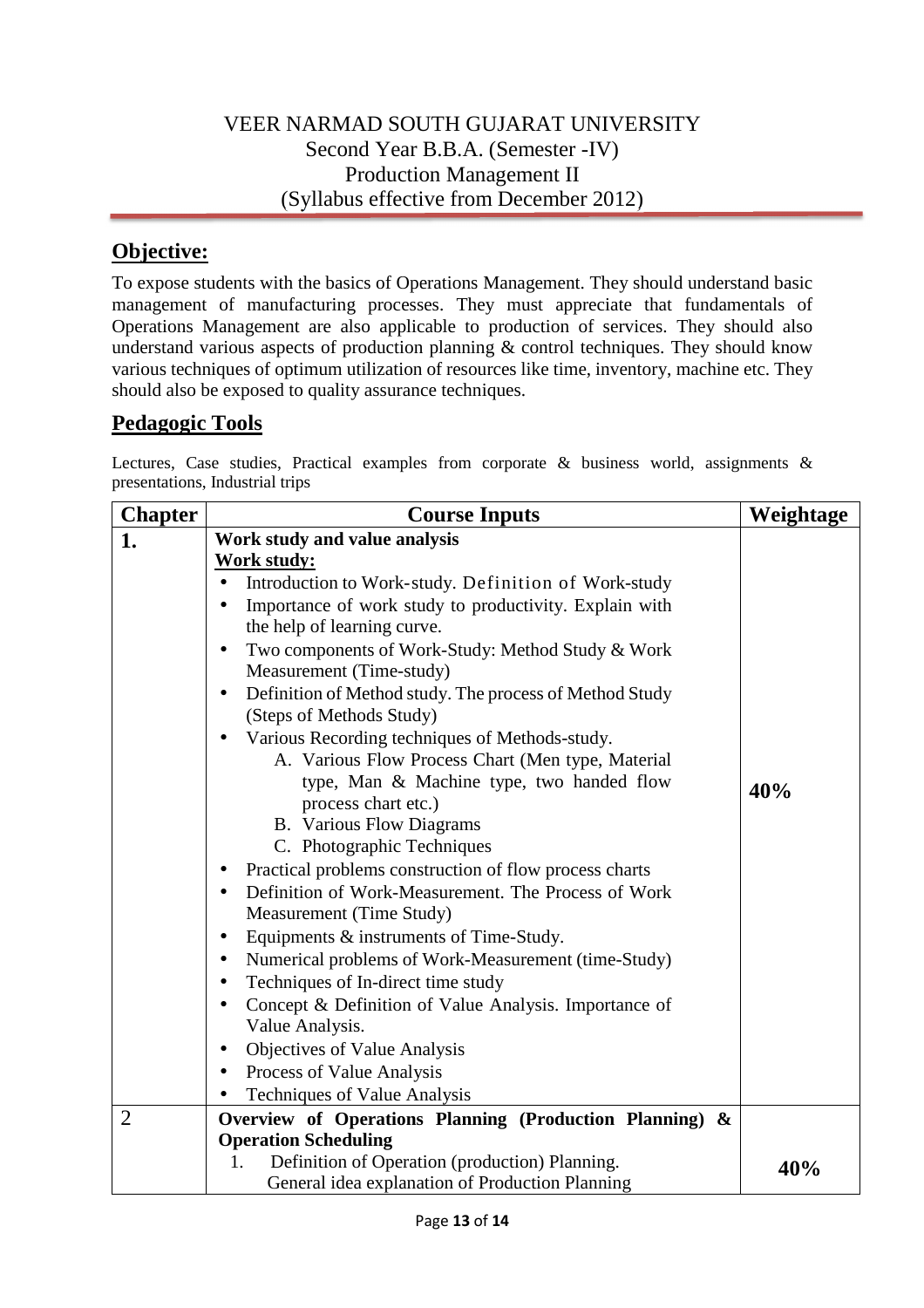VEER NARMAD SOUTH GUJARAT UNIVERSITY
Second Year B.B.A. (Semester -IV)
Production Management II
(Syllabus effective from December 2012)

## Objective:

To expose students with the basics of Operations Management. They should understand basic management of manufacturing processes. They must appreciate that fundamentals of Operations Management are also applicable to production of services. They should also understand various aspects of production planning & control techniques. They should know various techniques of optimum utilization of resources like time, inventory, machine etc. They should also be exposed to quality assurance techniques.

## Pedagogic Tools

Lectures, Case studies, Practical examples from corporate & business world, assignments & presentations, Industrial trips

| Chapter | Course Inputs | Weightage |
|---|---|---|
| 1. | **Work study and value analysis**<br>**Work study:**<br>• Introduction to Work-study. Definition of Work-study<br>• Importance of work study to productivity. Explain with the help of learning curve.<br>• Two components of Work-Study: Method Study & Work Measurement (Time-study)<br>• Definition of Method study. The process of Method Study (Steps of Methods Study)<br>• Various Recording techniques of Methods-study.<br>A. Various Flow Process Chart (Men type, Material type, Man & Machine type, two handed flow process chart etc.)<br>B. Various Flow Diagrams<br>C. Photographic Techniques<br>• Practical problems construction of flow process charts<br>• Definition of Work-Measurement. The Process of Work Measurement (Time Study)<br>• Equipments & instruments of Time-Study.<br>• Numerical problems of Work-Measurement (time-Study)<br>• Techniques of In-direct time study<br>• Concept & Definition of Value Analysis. Importance of Value Analysis.<br>• Objectives of Value Analysis<br>• Process of Value Analysis<br>• Techniques of Value Analysis | **40%** |
| 2 | **Overview of Operations Planning (Production Planning) & Operation Scheduling**<br>1. Definition of Operation (production) Planning. General idea explanation of Production Planning | **40%** |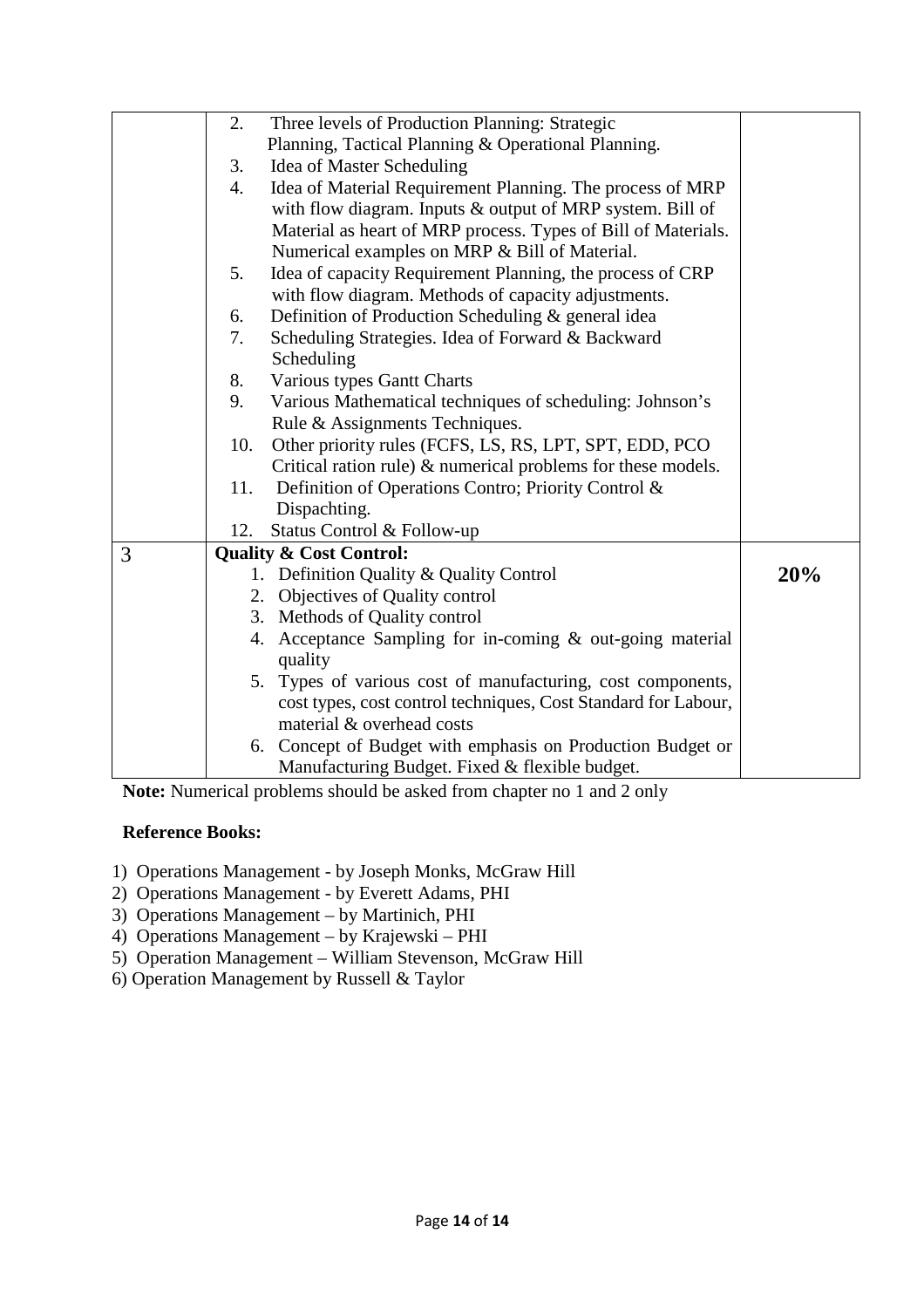| | | |
|---|---|---|
| | 2. Three levels of Production Planning: Strategic Planning, Tactical Planning & Operational Planning.<br>3. Idea of Master Scheduling<br>4. Idea of Material Requirement Planning. The process of MRP with flow diagram. Inputs & output of MRP system. Bill of Material as heart of MRP process. Types of Bill of Materials. Numerical examples on MRP & Bill of Material.<br>5. Idea of capacity Requirement Planning, the process of CRP with flow diagram. Methods of capacity adjustments.<br>6. Definition of Production Scheduling & general idea<br>7. Scheduling Strategies. Idea of Forward & Backward Scheduling<br>8. Various types Gantt Charts<br>9. Various Mathematical techniques of scheduling: Johnson's Rule & Assignments Techniques.<br>10. Other priority rules (FCFS, LS, RS, LPT, SPT, EDD, PCO Critical ration rule) & numerical problems for these models.<br>11. Definition of Operations Contro; Priority Control & Dispachting.<br>12. Status Control & Follow-up | |
| 3 | **Quality & Cost Control:**<br>1. Definition Quality & Quality Control<br>2. Objectives of Quality control<br>3. Methods of Quality control<br>4. Acceptance Sampling for in-coming & out-going material quality<br>5. Types of various cost of manufacturing, cost components, cost types, cost control techniques, Cost Standard for Labour, material & overhead costs<br>6. Concept of Budget with emphasis on Production Budget or Manufacturing Budget. Fixed & flexible budget. | **20%** |

**Note:** Numerical problems should be asked from chapter no 1 and 2 only

**Reference Books:**

1) Operations Management - by Joseph Monks, McGraw Hill
2) Operations Management - by Everett Adams, PHI
3) Operations Management – by Martinich, PHI
4) Operations Management – by Krajewski – PHI
5) Operation Management – William Stevenson, McGraw Hill
6) Operation Management by Russell & Taylor